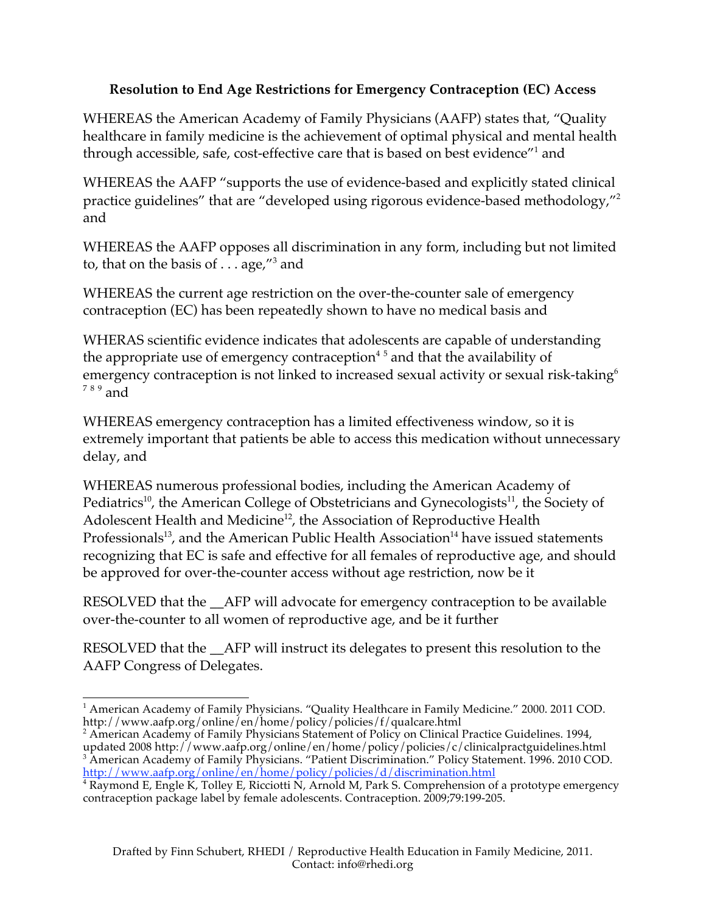**Resolution to End Age Restrictions for Emergency Contraception (EC) Access**

WHEREAS the American Academy of Family Physicians (AAFP) states that, "Quality healthcare in family medicine is the achievement of optimal physical and mental health through accessible, safe, cost-effective care that is based on best evidence"[1] and

WHEREAS the AAFP "supports the use of evidence-based and explicitly stated clinical practice guidelines" that are "developed using rigorous evidence-based methodology,"[2] and

WHEREAS the AAFP opposes all discrimination in any form, including but not limited to, that on the basis of . . . age,"[3] and

WHEREAS the current age restriction on the over-the-counter sale of emergency contraception (EC) has been repeatedly shown to have no medical basis and

WHERAS scientific evidence indicates that adolescents are capable of understanding the appropriate use of emergency contraception[4] [5] and that the availability of emergency contraception is not linked to increased sexual activity or sexual risk-taking[6] [7] [8] [9] and

WHEREAS emergency contraception has a limited effectiveness window, so it is extremely important that patients be able to access this medication without unnecessary delay, and

WHEREAS numerous professional bodies, including the American Academy of Pediatrics[10], the American College of Obstetricians and Gynecologists[11], the Society of Adolescent Health and Medicine[12], the Association of Reproductive Health Professionals[13], and the American Public Health Association[14] have issued statements recognizing that EC is safe and effective for all females of reproductive age, and should be approved for over-the-counter access without age restriction, now be it

RESOLVED that the __AFP will advocate for emergency contraception to be available over-the-counter to all women of reproductive age, and be it further

RESOLVED that the __AFP will instruct its delegates to present this resolution to the AAFP Congress of Delegates.

---

[1] American Academy of Family Physicians. "Quality Healthcare in Family Medicine." 2000. 2011 COD. http://www.aafp.org/online/en/home/policy/policies/f/qualcare.html

[2] American Academy of Family Physicians Statement of Policy on Clinical Practice Guidelines. 1994, updated 2008 http://www.aafp.org/online/en/home/policy/policies/c/clinicalpractguidelines.html

[3] American Academy of Family Physicians. "Patient Discrimination." Policy Statement. 1996. 2010 COD. http://www.aafp.org/online/en/home/policy/policies/d/discrimination.html

[4] Raymond E, Engle K, Tolley E, Ricciotti N, Arnold M, Park S. Comprehension of a prototype emergency contraception package label by female adolescents. Contraception. 2009;79:199-205.

Drafted by Finn Schubert, RHEDI / Reproductive Health Education in Family Medicine, 2011. Contact: info@rhedi.org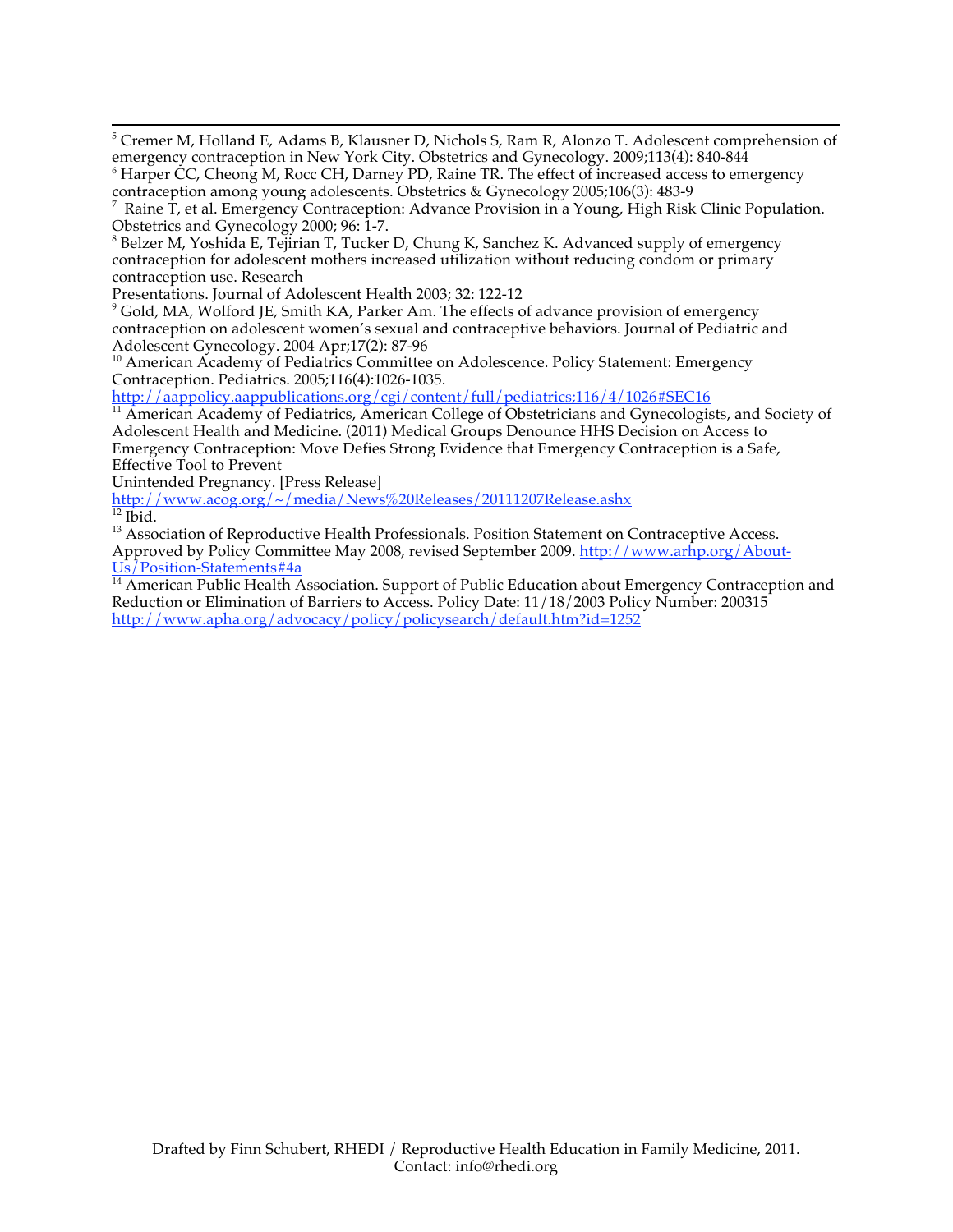[5] Cremer M, Holland E, Adams B, Klausner D, Nichols S, Ram R, Alonzo T. Adolescent comprehension of emergency contraception in New York City. Obstetrics and Gynecology. 2009;113(4): 840-844

[6] Harper CC, Cheong M, Rocc CH, Darney PD, Raine TR. The effect of increased access to emergency contraception among young adolescents. Obstetrics & Gynecology 2005;106(3): 483-9

[7] Raine T, et al. Emergency Contraception: Advance Provision in a Young, High Risk Clinic Population. Obstetrics and Gynecology 2000; 96: 1-7.

[8] Belzer M, Yoshida E, Tejirian T, Tucker D, Chung K, Sanchez K. Advanced supply of emergency contraception for adolescent mothers increased utilization without reducing condom or primary contraception use. Research Presentations. Journal of Adolescent Health 2003; 32: 122-12

[9] Gold, MA, Wolford JE, Smith KA, Parker Am. The effects of advance provision of emergency contraception on adolescent women's sexual and contraceptive behaviors. Journal of Pediatric and Adolescent Gynecology. 2004 Apr;17(2): 87-96

[10] American Academy of Pediatrics Committee on Adolescence. Policy Statement: Emergency Contraception. Pediatrics. 2005;116(4):1026-1035. http://aappolicy.aappublications.org/cgi/content/full/pediatrics;116/4/1026#SEC16

[11] American Academy of Pediatrics, American College of Obstetricians and Gynecologists, and Society of Adolescent Health and Medicine. (2011) Medical Groups Denounce HHS Decision on Access to Emergency Contraception: Move Defies Strong Evidence that Emergency Contraception is a Safe, Effective Tool to Prevent Unintended Pregnancy. [Press Release] http://www.acog.org/~/media/News%20Releases/20111207Release.ashx

[12] Ibid.

[13] Association of Reproductive Health Professionals. Position Statement on Contraceptive Access. Approved by Policy Committee May 2008, revised September 2009. http://www.arhp.org/About-Us/Position-Statements#4a

[14] American Public Health Association. Support of Public Education about Emergency Contraception and Reduction or Elimination of Barriers to Access. Policy Date: 11/18/2003 Policy Number: 200315 http://www.apha.org/advocacy/policy/policysearch/default.htm?id=1252

Drafted by Finn Schubert, RHEDI / Reproductive Health Education in Family Medicine, 2011.
Contact: info@rhedi.org